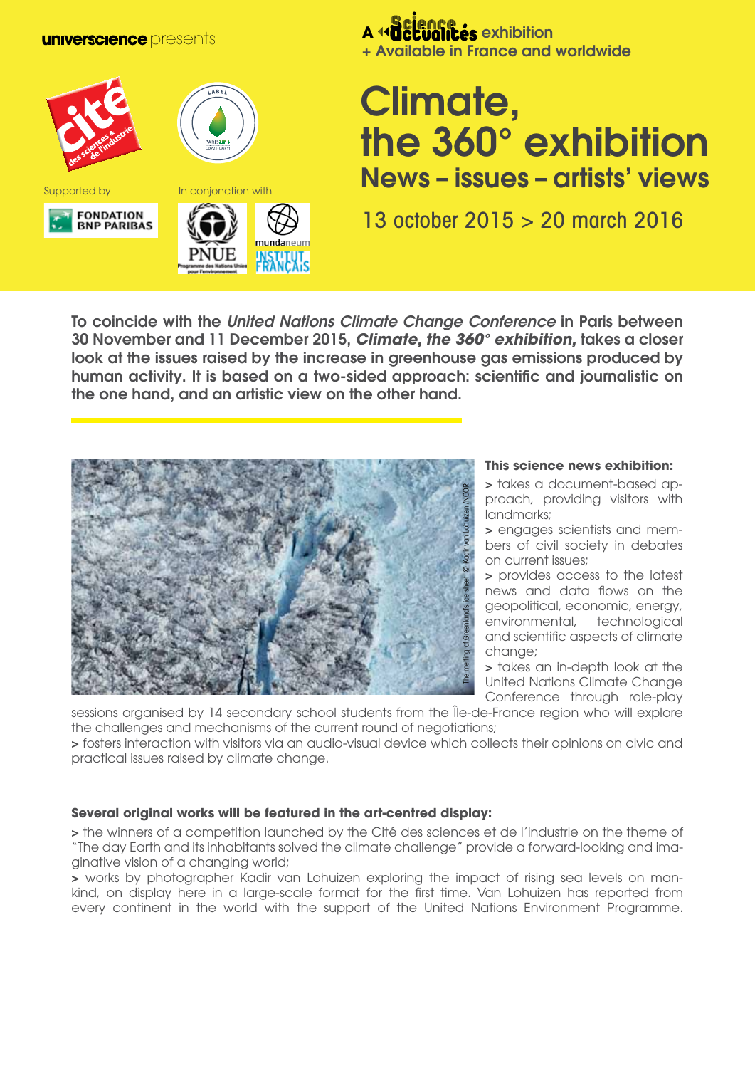universcience presents

A Science Actualités exhibition
+ Available in France and worldwide

Supported by FONDATION BNP PARIBAS

In conjonction with PNUE, mundaneum, INSTITUT FRANÇAIS

# Climate, the 360° exhibition

## News – issues – artists' views

13 october 2015 > 20 march 2016

**To coincide with the *United Nations Climate Change Conference* in Paris between 30 November and 11 December 2015, *Climate, the 360° exhibition,* takes a closer look at the issues raised by the increase in greenhouse gas emissions produced by human activity. It is based on a two-sided approach: scientific and journalistic on the one hand, and an artistic view on the other hand.**

The melting of Greenland's ice sheet © Kadir van Lohuizen /NOOR

**This science news exhibition:**

> takes a document-based approach, providing visitors with landmarks;

> engages scientists and members of civil society in debates on current issues;

> provides access to the latest news and data flows on the geopolitical, economic, energy, environmental, technological and scientific aspects of climate change;

> takes an in-depth look at the United Nations Climate Change Conference through role-play sessions organised by 14 secondary school students from the Île-de-France region who will explore the challenges and mechanisms of the current round of negotiations;

> fosters interaction with visitors via an audio-visual device which collects their opinions on civic and practical issues raised by climate change.

**Several original works will be featured in the art-centred display:**

> the winners of a competition launched by the Cité des sciences et de l'industrie on the theme of "The day Earth and its inhabitants solved the climate challenge" provide a forward-looking and imaginative vision of a changing world;

> works by photographer Kadir van Lohuizen exploring the impact of rising sea levels on mankind, on display here in a large-scale format for the first time. Van Lohuizen has reported from every continent in the world with the support of the United Nations Environment Programme.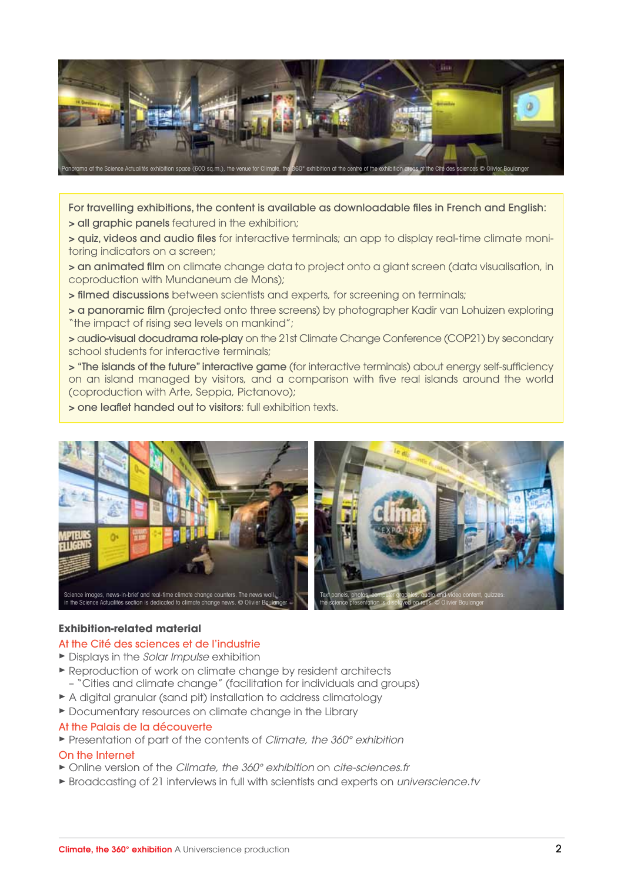Panorama of the Science Actualités exhibition space (600 sq.m.), the venue for Climate, the 360° exhibition at the centre of the exhibition areas at the Cité des sciences © Olivier Boulanger

For travelling exhibitions, the content is available as downloadable files in French and English:

> **all graphic panels** featured in the exhibition;

> **quiz, videos and audio files** for interactive terminals; an app to display real-time climate monitoring indicators on a screen;

> **an animated film** on climate change data to project onto a giant screen (data visualisation, in coproduction with Mundaneum de Mons);

> **filmed discussions** between scientists and experts, for screening on terminals;

> **a panoramic film** (projected onto three screens) by photographer Kadir van Lohuizen exploring "the impact of rising sea levels on mankind";

> **audio-visual docudrama role-play** on the 21st Climate Change Conference (COP21) by secondary school students for interactive terminals;

> **"The islands of the future" interactive game** (for interactive terminals) about energy self-sufficiency on an island managed by visitors, and a comparison with five real islands around the world (coproduction with Arte, Seppia, Pictanovo);

> **one leaflet handed out to visitors**: full exhibition texts.

Science images, news-in-brief and real-time climate change counters. The news wall in the Science Actualités section is dedicated to climate change news. © Olivier Boulanger

Text panels, photos, computer graphics, audio and video content, quizzes: the science presentation is displayed on rails. © Olivier Boulanger

## Exhibition-related material

### At the Cité des sciences et de l'industrie

- Displays in the *Solar Impulse* exhibition
- Reproduction of work on climate change by resident architects
  – "Cities and climate change" (facilitation for individuals and groups)
- A digital granular (sand pit) installation to address climatology
- Documentary resources on climate change in the Library

### At the Palais de la découverte

- Presentation of part of the contents of *Climate, the 360° exhibition*

### On the Internet

- Online version of the *Climate, the 360° exhibition* on *cite-sciences.fr*
- Broadcasting of 21 interviews in full with scientists and experts on *universcience.tv*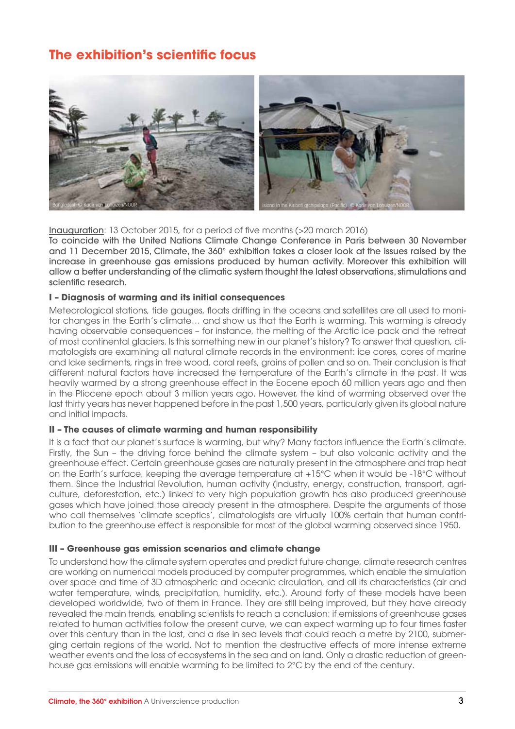## The exhibition's scientific focus

Bangladesh © Kadir van Lohuizen/NOOR

Island in the Kiribati archipelago (Pacific) © Kadir van Lohuizen/NOOR

Inauguration: 13 October 2015, for a period of five months (>20 march 2016)

To coincide with the United Nations Climate Change Conference in Paris between 30 November and 11 December 2015, Climate, the 360° exhibition takes a closer look at the issues raised by the increase in greenhouse gas emissions produced by human activity. Moreover this exhibition will allow a better understanding of the climatic system thought the latest observations, stimulations and scientific research.

### I – Diagnosis of warming and its initial consequences

Meteorological stations, tide gauges, floats drifting in the oceans and satellites are all used to monitor changes in the Earth's climate… and show us that the Earth is warming. This warming is already having observable consequences – for instance, the melting of the Arctic ice pack and the retreat of most continental glaciers. Is this something new in our planet's history? To answer that question, climatologists are examining all natural climate records in the environment: ice cores, cores of marine and lake sediments, rings in tree wood, coral reefs, grains of pollen and so on. Their conclusion is that different natural factors have increased the temperature of the Earth's climate in the past. It was heavily warmed by a strong greenhouse effect in the Eocene epoch 60 million years ago and then in the Pliocene epoch about 3 million years ago. However, the kind of warming observed over the last thirty years has never happened before in the past 1,500 years, particularly given its global nature and initial impacts.

### II – The causes of climate warming and human responsibility

It is a fact that our planet's surface is warming, but why? Many factors influence the Earth's climate. Firstly, the Sun – the driving force behind the climate system – but also volcanic activity and the greenhouse effect. Certain greenhouse gases are naturally present in the atmosphere and trap heat on the Earth's surface, keeping the average temperature at +15°C when it would be -18°C without them. Since the Industrial Revolution, human activity (industry, energy, construction, transport, agriculture, deforestation, etc.) linked to very high population growth has also produced greenhouse gases which have joined those already present in the atmosphere. Despite the arguments of those who call themselves 'climate sceptics', climatologists are virtually 100% certain that human contribution to the greenhouse effect is responsible for most of the global warming observed since 1950.

### III – Greenhouse gas emission scenarios and climate change

To understand how the climate system operates and predict future change, climate research centres are working on numerical models produced by computer programmes, which enable the simulation over space and time of 3D atmospheric and oceanic circulation, and all its characteristics (air and water temperature, winds, precipitation, humidity, etc.). Around forty of these models have been developed worldwide, two of them in France. They are still being improved, but they have already revealed the main trends, enabling scientists to reach a conclusion: if emissions of greenhouse gases related to human activities follow the present curve, we can expect warming up to four times faster over this century than in the last, and a rise in sea levels that could reach a metre by 2100, submerging certain regions of the world. Not to mention the destructive effects of more intense extreme weather events and the loss of ecosystems in the sea and on land. Only a drastic reduction of greenhouse gas emissions will enable warming to be limited to 2°C by the end of the century.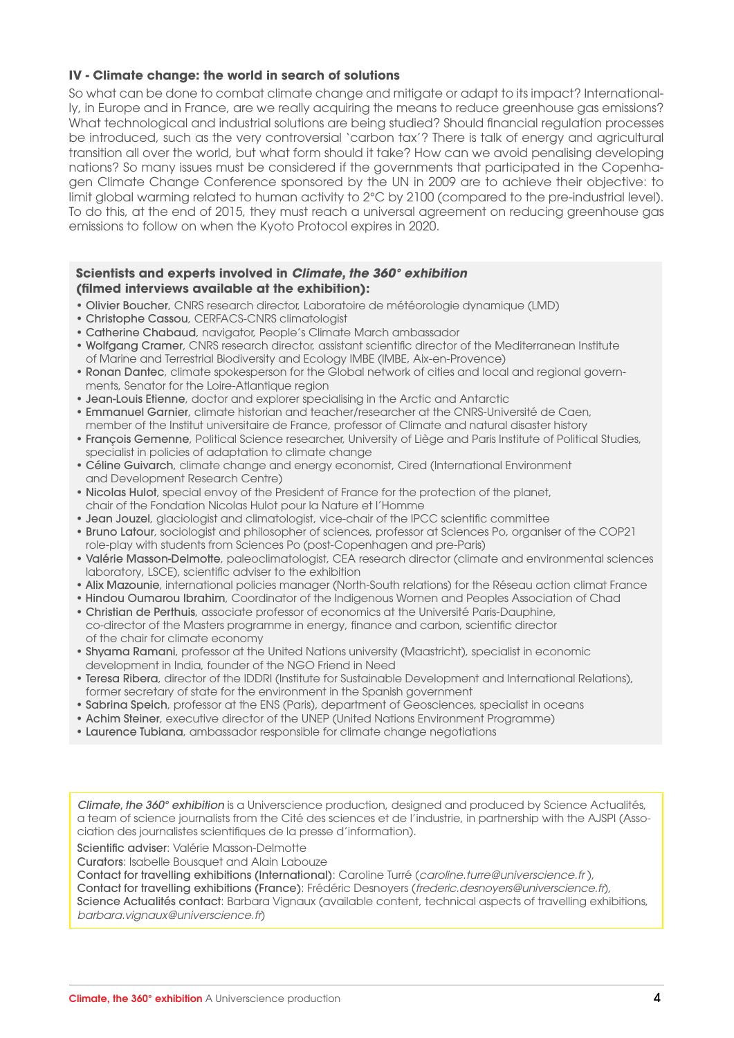## IV - Climate change: the world in search of solutions

So what can be done to combat climate change and mitigate or adapt to its impact? Internationally, in Europe and in France, are we really acquiring the means to reduce greenhouse gas emissions? What technological and industrial solutions are being studied? Should financial regulation processes be introduced, such as the very controversial 'carbon tax'? There is talk of energy and agricultural transition all over the world, but what form should it take? How can we avoid penalising developing nations? So many issues must be considered if the governments that participated in the Copenhagen Climate Change Conference sponsored by the UN in 2009 are to achieve their objective: to limit global warming related to human activity to 2°C by 2100 (compared to the pre-industrial level). To do this, at the end of 2015, they must reach a universal agreement on reducing greenhouse gas emissions to follow on when the Kyoto Protocol expires in 2020.

**Scientists and experts involved in *Climate, the 360° exhibition* (filmed interviews available at the exhibition):**

- Olivier Boucher, CNRS research director, Laboratoire de météorologie dynamique (LMD)
- Christophe Cassou, CERFACS-CNRS climatologist
- Catherine Chabaud, navigator, People's Climate March ambassador
- Wolfgang Cramer, CNRS research director, assistant scientific director of the Mediterranean Institute of Marine and Terrestrial Biodiversity and Ecology IMBE (IMBE, Aix-en-Provence)
- Ronan Dantec, climate spokesperson for the Global network of cities and local and regional governments, Senator for the Loire-Atlantique region
- Jean-Louis Etienne, doctor and explorer specialising in the Arctic and Antarctic
- Emmanuel Garnier, climate historian and teacher/researcher at the CNRS-Université de Caen, member of the Institut universitaire de France, professor of Climate and natural disaster history
- François Gemenne, Political Science researcher, University of Liège and Paris Institute of Political Studies, specialist in policies of adaptation to climate change
- Céline Guivarch, climate change and energy economist, Cired (International Environment and Development Research Centre)
- Nicolas Hulot, special envoy of the President of France for the protection of the planet, chair of the Fondation Nicolas Hulot pour la Nature et l'Homme
- Jean Jouzel, glaciologist and climatologist, vice-chair of the IPCC scientific committee
- Bruno Latour, sociologist and philosopher of sciences, professor at Sciences Po, organiser of the COP21 role-play with students from Sciences Po (post-Copenhagen and pre-Paris)
- Valérie Masson-Delmotte, paleoclimatologist, CEA research director (climate and environmental sciences laboratory, LSCE), scientific adviser to the exhibition
- Alix Mazounie, international policies manager (North-South relations) for the Réseau action climat France
- Hindou Oumarou Ibrahim, Coordinator of the Indigenous Women and Peoples Association of Chad
- Christian de Perthuis, associate professor of economics at the Université Paris-Dauphine, co-director of the Masters programme in energy, finance and carbon, scientific director of the chair for climate economy
- Shyama Ramani, professor at the United Nations university (Maastricht), specialist in economic development in India, founder of the NGO Friend in Need
- Teresa Ribera, director of the IDDRI (Institute for Sustainable Development and International Relations), former secretary of state for the environment in the Spanish government
- Sabrina Speich, professor at the ENS (Paris), department of Geosciences, specialist in oceans
- Achim Steiner, executive director of the UNEP (United Nations Environment Programme)
- Laurence Tubiana, ambassador responsible for climate change negotiations

*Climate, the 360° exhibition* is a Universcience production, designed and produced by Science Actualités, a team of science journalists from the Cité des sciences et de l'industrie, in partnership with the AJSPI (Association des journalistes scientifiques de la presse d'information).

Scientific adviser: Valérie Masson-Delmotte

Curators: Isabelle Bousquet and Alain Labouze

Contact for travelling exhibitions (International): Caroline Turré (*caroline.turre@universcience.fr*),

Contact for travelling exhibitions (France): Frédéric Desnoyers (*frederic.desnoyers@universcience.fr*),

Science Actualités contact: Barbara Vignaux (available content, technical aspects of travelling exhibitions, *barbara.vignaux@universcience.fr*)